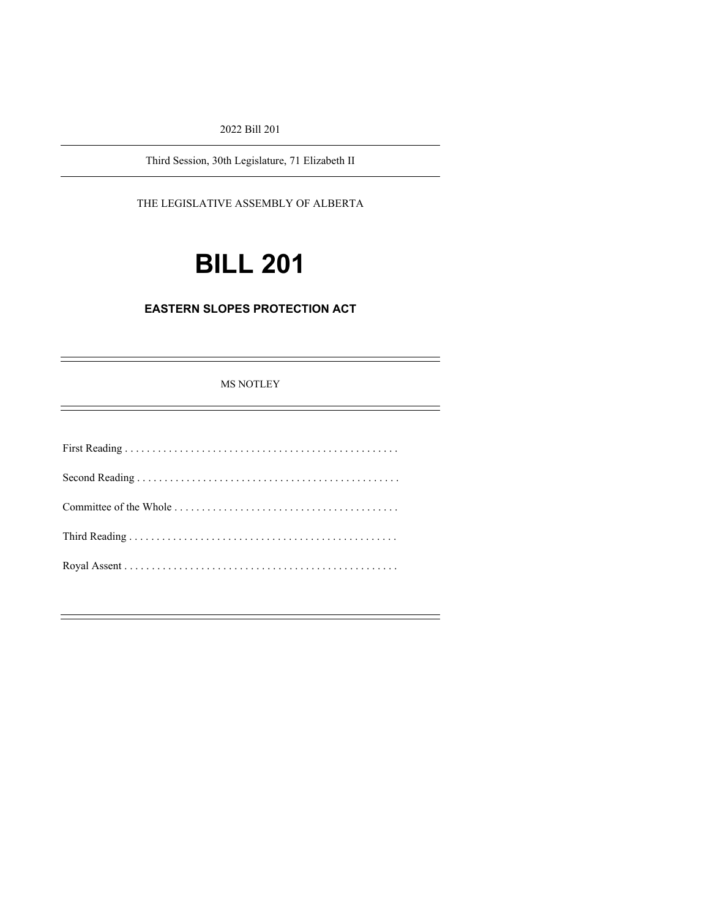2022 Bill 201

Third Session, 30th Legislature, 71 Elizabeth II

THE LEGISLATIVE ASSEMBLY OF ALBERTA

# BILL 201

## EASTERN SLOPES PROTECTION ACT

MS NOTLEY

First Reading . . . . . . . . . . . . . . . . . . . . . . . . . . . . . . . . . . . . . . . . . . . . . . . . . .

Second Reading . . . . . . . . . . . . . . . . . . . . . . . . . . . . . . . . . . . . . . . . . . . . . . .

Committee of the Whole . . . . . . . . . . . . . . . . . . . . . . . . . . . . . . . . . . . . . . . . .

Third Reading . . . . . . . . . . . . . . . . . . . . . . . . . . . . . . . . . . . . . . . . . . . . . . . .

Royal Assent . . . . . . . . . . . . . . . . . . . . . . . . . . . . . . . . . . . . . . . . . . . . . . . . .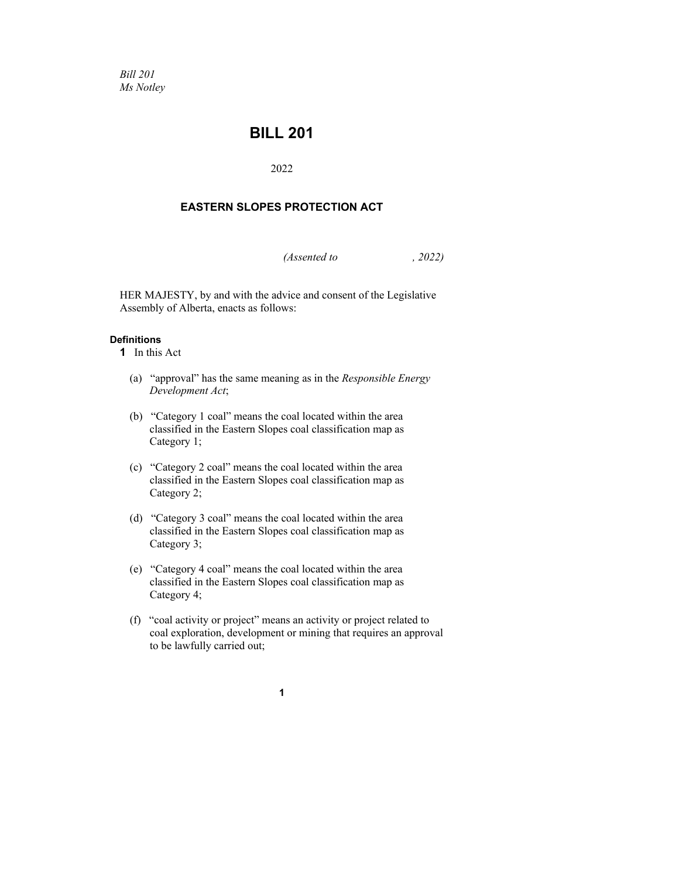*Bill 201*
*Ms Notley*

# BILL 201

2022

## EASTERN SLOPES PROTECTION ACT

*(Assented to , 2022)*

HER MAJESTY, by and with the advice and consent of the Legislative Assembly of Alberta, enacts as follows:

**Definitions**

**1** In this Act

(a) "approval" has the same meaning as in the *Responsible Energy Development Act*;

(b) "Category 1 coal" means the coal located within the area classified in the Eastern Slopes coal classification map as Category 1;

(c) "Category 2 coal" means the coal located within the area classified in the Eastern Slopes coal classification map as Category 2;

(d) "Category 3 coal" means the coal located within the area classified in the Eastern Slopes coal classification map as Category 3;

(e) "Category 4 coal" means the coal located within the area classified in the Eastern Slopes coal classification map as Category 4;

(f) "coal activity or project" means an activity or project related to coal exploration, development or mining that requires an approval to be lawfully carried out;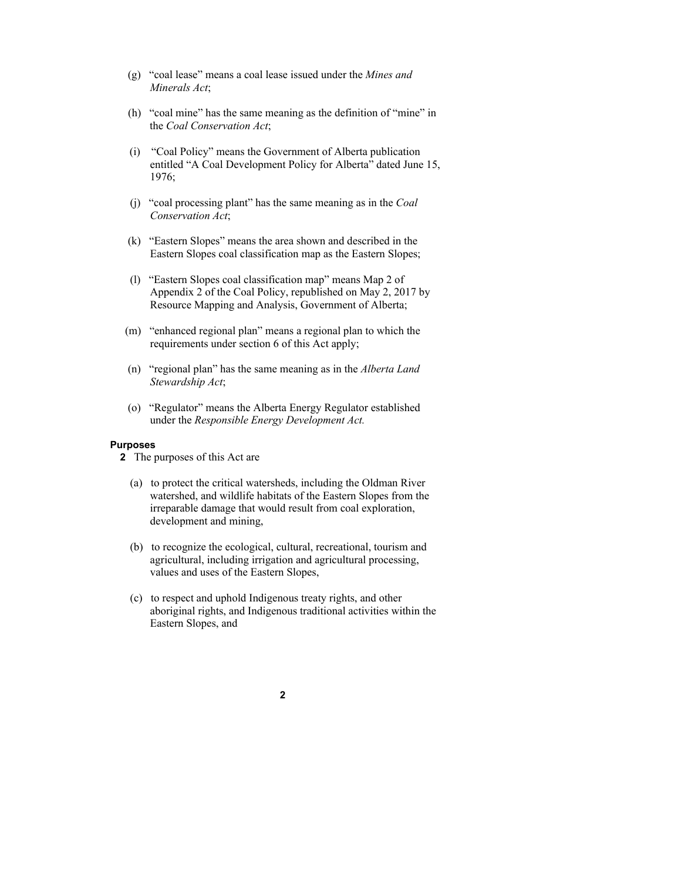(g) "coal lease" means a coal lease issued under the *Mines and Minerals Act*;

(h) "coal mine" has the same meaning as the definition of "mine" in the *Coal Conservation Act*;

(i) "Coal Policy" means the Government of Alberta publication entitled "A Coal Development Policy for Alberta" dated June 15, 1976;

(j) "coal processing plant" has the same meaning as in the *Coal Conservation Act*;

(k) "Eastern Slopes" means the area shown and described in the Eastern Slopes coal classification map as the Eastern Slopes;

(l) "Eastern Slopes coal classification map" means Map 2 of Appendix 2 of the Coal Policy, republished on May 2, 2017 by Resource Mapping and Analysis, Government of Alberta;

(m) "enhanced regional plan" means a regional plan to which the requirements under section 6 of this Act apply;

(n) "regional plan" has the same meaning as in the *Alberta Land Stewardship Act*;

(o) "Regulator" means the Alberta Energy Regulator established under the *Responsible Energy Development Act.*

**Purposes**

**2** The purposes of this Act are

(a) to protect the critical watersheds, including the Oldman River watershed, and wildlife habitats of the Eastern Slopes from the irreparable damage that would result from coal exploration, development and mining,

(b) to recognize the ecological, cultural, recreational, tourism and agricultural, including irrigation and agricultural processing, values and uses of the Eastern Slopes,

(c) to respect and uphold Indigenous treaty rights, and other aboriginal rights, and Indigenous traditional activities within the Eastern Slopes, and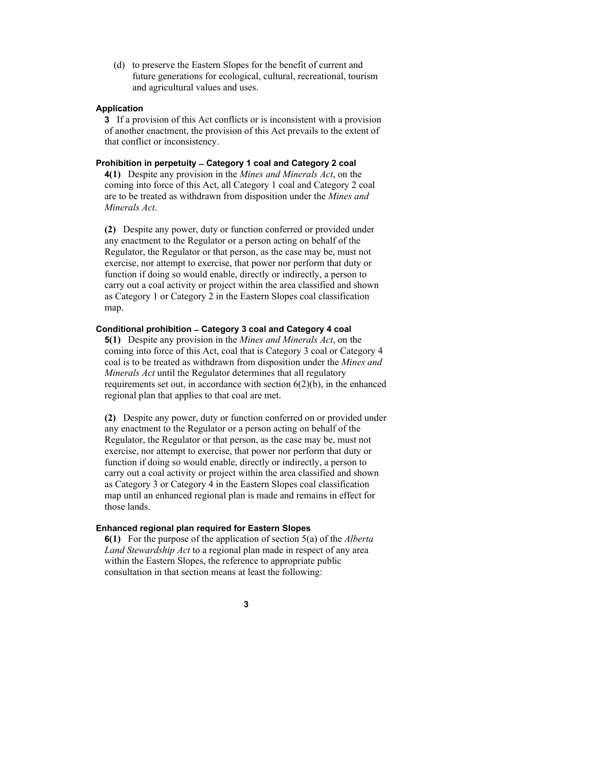(d) to preserve the Eastern Slopes for the benefit of current and future generations for ecological, cultural, recreational, tourism and agricultural values and uses.

**Application**

**3** If a provision of this Act conflicts or is inconsistent with a provision of another enactment, the provision of this Act prevails to the extent of that conflict or inconsistency.

**Prohibition in perpetuity – Category 1 coal and Category 2 coal**

**4(1)** Despite any provision in the *Mines and Minerals Act*, on the coming into force of this Act, all Category 1 coal and Category 2 coal are to be treated as withdrawn from disposition under the *Mines and Minerals Act*.

**(2)** Despite any power, duty or function conferred or provided under any enactment to the Regulator or a person acting on behalf of the Regulator, the Regulator or that person, as the case may be, must not exercise, nor attempt to exercise, that power nor perform that duty or function if doing so would enable, directly or indirectly, a person to carry out a coal activity or project within the area classified and shown as Category 1 or Category 2 in the Eastern Slopes coal classification map.

**Conditional prohibition – Category 3 coal and Category 4 coal**

**5(1)** Despite any provision in the *Mines and Minerals Act*, on the coming into force of this Act, coal that is Category 3 coal or Category 4 coal is to be treated as withdrawn from disposition under the *Mines and Minerals Act* until the Regulator determines that all regulatory requirements set out, in accordance with section 6(2)(b), in the enhanced regional plan that applies to that coal are met.

**(2)** Despite any power, duty or function conferred on or provided under any enactment to the Regulator or a person acting on behalf of the Regulator, the Regulator or that person, as the case may be, must not exercise, nor attempt to exercise, that power nor perform that duty or function if doing so would enable, directly or indirectly, a person to carry out a coal activity or project within the area classified and shown as Category 3 or Category 4 in the Eastern Slopes coal classification map until an enhanced regional plan is made and remains in effect for those lands.

**Enhanced regional plan required for Eastern Slopes**

**6(1)** For the purpose of the application of section 5(a) of the *Alberta Land Stewardship Act* to a regional plan made in respect of any area within the Eastern Slopes, the reference to appropriate public consultation in that section means at least the following: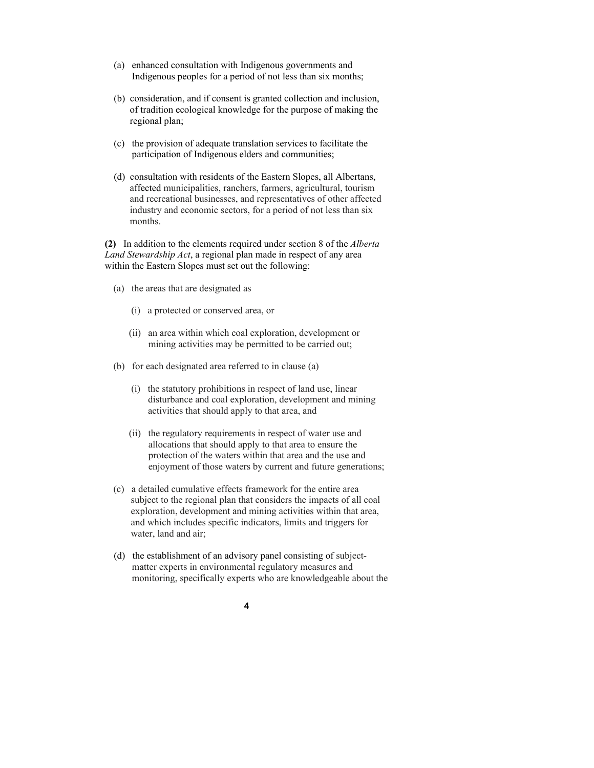(a) enhanced consultation with Indigenous governments and Indigenous peoples for a period of not less than six months;

(b) consideration, and if consent is granted collection and inclusion, of tradition ecological knowledge for the purpose of making the regional plan;

(c) the provision of adequate translation services to facilitate the participation of Indigenous elders and communities;

(d) consultation with residents of the Eastern Slopes, all Albertans, affected municipalities, ranchers, farmers, agricultural, tourism and recreational businesses, and representatives of other affected industry and economic sectors, for a period of not less than six months.

**(2)** In addition to the elements required under section 8 of the *Alberta Land Stewardship Act*, a regional plan made in respect of any area within the Eastern Slopes must set out the following:

(a) the areas that are designated as

(i) a protected or conserved area, or

(ii) an area within which coal exploration, development or mining activities may be permitted to be carried out;

(b) for each designated area referred to in clause (a)

(i) the statutory prohibitions in respect of land use, linear disturbance and coal exploration, development and mining activities that should apply to that area, and

(ii) the regulatory requirements in respect of water use and allocations that should apply to that area to ensure the protection of the waters within that area and the use and enjoyment of those waters by current and future generations;

(c) a detailed cumulative effects framework for the entire area subject to the regional plan that considers the impacts of all coal exploration, development and mining activities within that area, and which includes specific indicators, limits and triggers for water, land and air;

(d) the establishment of an advisory panel consisting of subject-matter experts in environmental regulatory measures and monitoring, specifically experts who are knowledgeable about the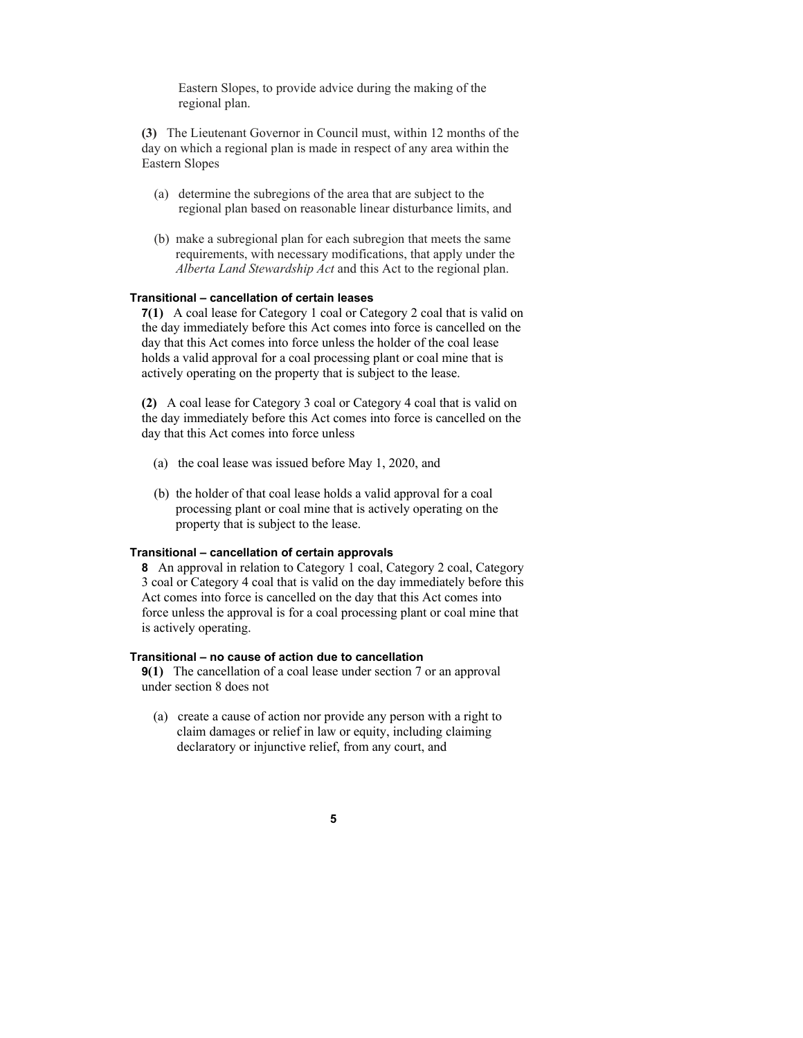Eastern Slopes, to provide advice during the making of the regional plan.

**(3)** The Lieutenant Governor in Council must, within 12 months of the day on which a regional plan is made in respect of any area within the Eastern Slopes

(a) determine the subregions of the area that are subject to the regional plan based on reasonable linear disturbance limits, and

(b) make a subregional plan for each subregion that meets the same requirements, with necessary modifications, that apply under the *Alberta Land Stewardship Act* and this Act to the regional plan.

**Transitional – cancellation of certain leases**

**7(1)** A coal lease for Category 1 coal or Category 2 coal that is valid on the day immediately before this Act comes into force is cancelled on the day that this Act comes into force unless the holder of the coal lease holds a valid approval for a coal processing plant or coal mine that is actively operating on the property that is subject to the lease.

**(2)** A coal lease for Category 3 coal or Category 4 coal that is valid on the day immediately before this Act comes into force is cancelled on the day that this Act comes into force unless

(a) the coal lease was issued before May 1, 2020, and

(b) the holder of that coal lease holds a valid approval for a coal processing plant or coal mine that is actively operating on the property that is subject to the lease.

**Transitional – cancellation of certain approvals**

**8** An approval in relation to Category 1 coal, Category 2 coal, Category 3 coal or Category 4 coal that is valid on the day immediately before this Act comes into force is cancelled on the day that this Act comes into force unless the approval is for a coal processing plant or coal mine that is actively operating.

**Transitional – no cause of action due to cancellation**

**9(1)** The cancellation of a coal lease under section 7 or an approval under section 8 does not

(a) create a cause of action nor provide any person with a right to claim damages or relief in law or equity, including claiming declaratory or injunctive relief, from any court, and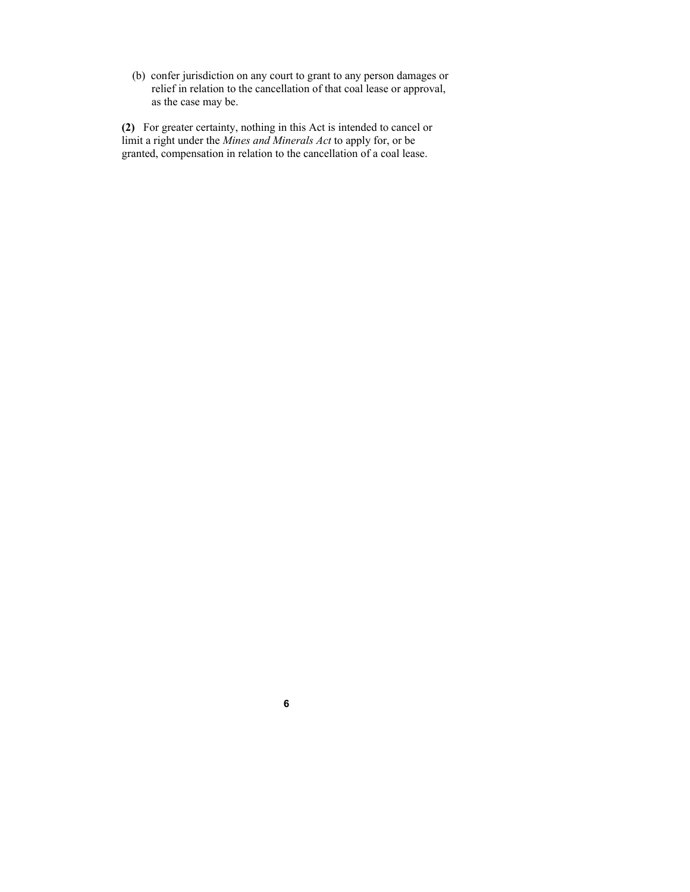(b) confer jurisdiction on any court to grant to any person damages or relief in relation to the cancellation of that coal lease or approval, as the case may be.

**(2)** For greater certainty, nothing in this Act is intended to cancel or limit a right under the *Mines and Minerals Act* to apply for, or be granted, compensation in relation to the cancellation of a coal lease.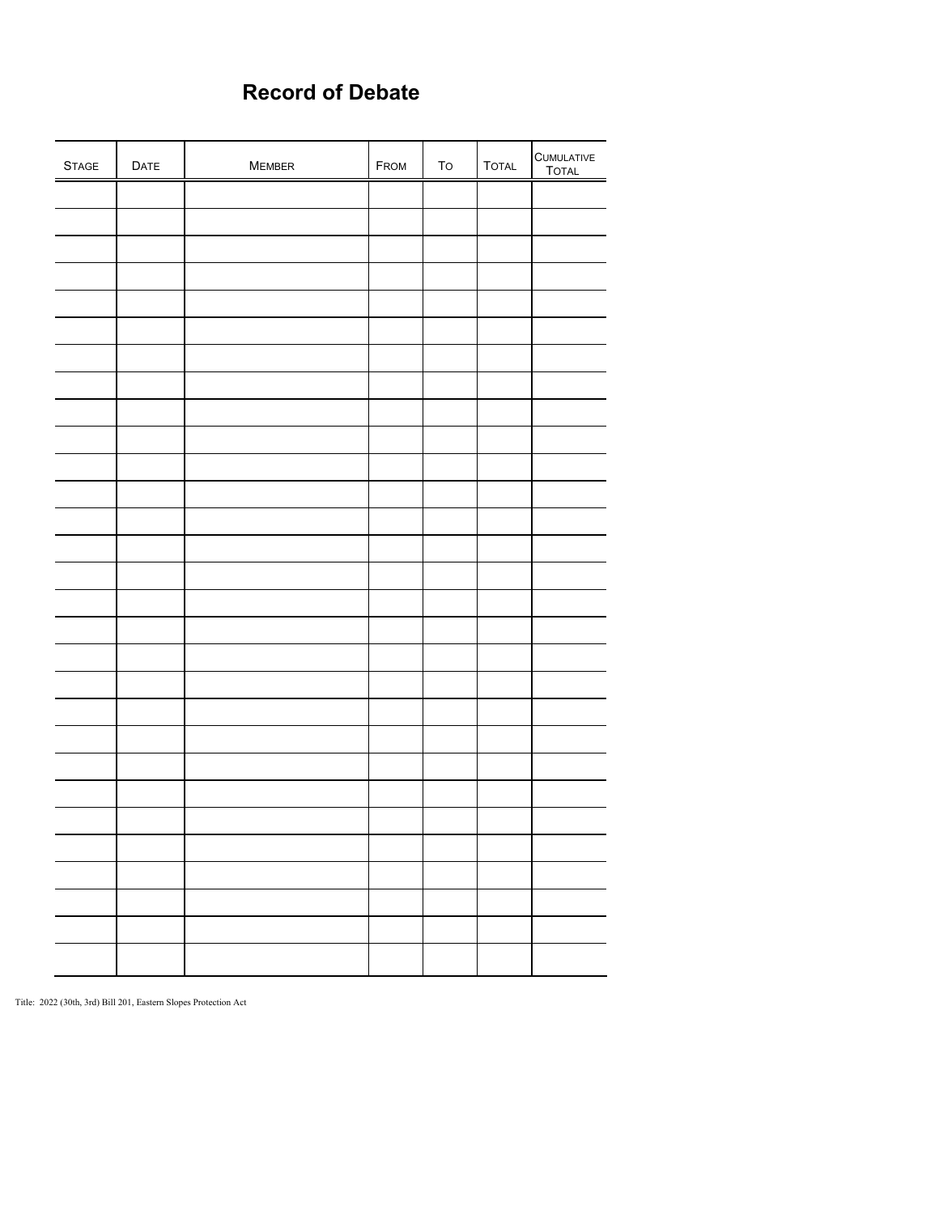# Record of Debate

| STAGE | DATE | MEMBER | FROM | TO | TOTAL | CUMULATIVE TOTAL |
|---|---|---|---|---|---|---|
| | | | | | | |
| | | | | | | |
| | | | | | | |
| | | | | | | |
| | | | | | | |
| | | | | | | |
| | | | | | | |
| | | | | | | |
| | | | | | | |
| | | | | | | |
| | | | | | | |
| | | | | | | |
| | | | | | | |
| | | | | | | |
| | | | | | | |
| | | | | | | |
| | | | | | | |
| | | | | | | |
| | | | | | | |
| | | | | | | |
| | | | | | | |
| | | | | | | |
| | | | | | | |
| | | | | | | |
| | | | | | | |
| | | | | | | |
| | | | | | | |
| | | | | | | |
| | | | | | | |

Title: 2022 (30th, 3rd) Bill 201, Eastern Slopes Protection Act